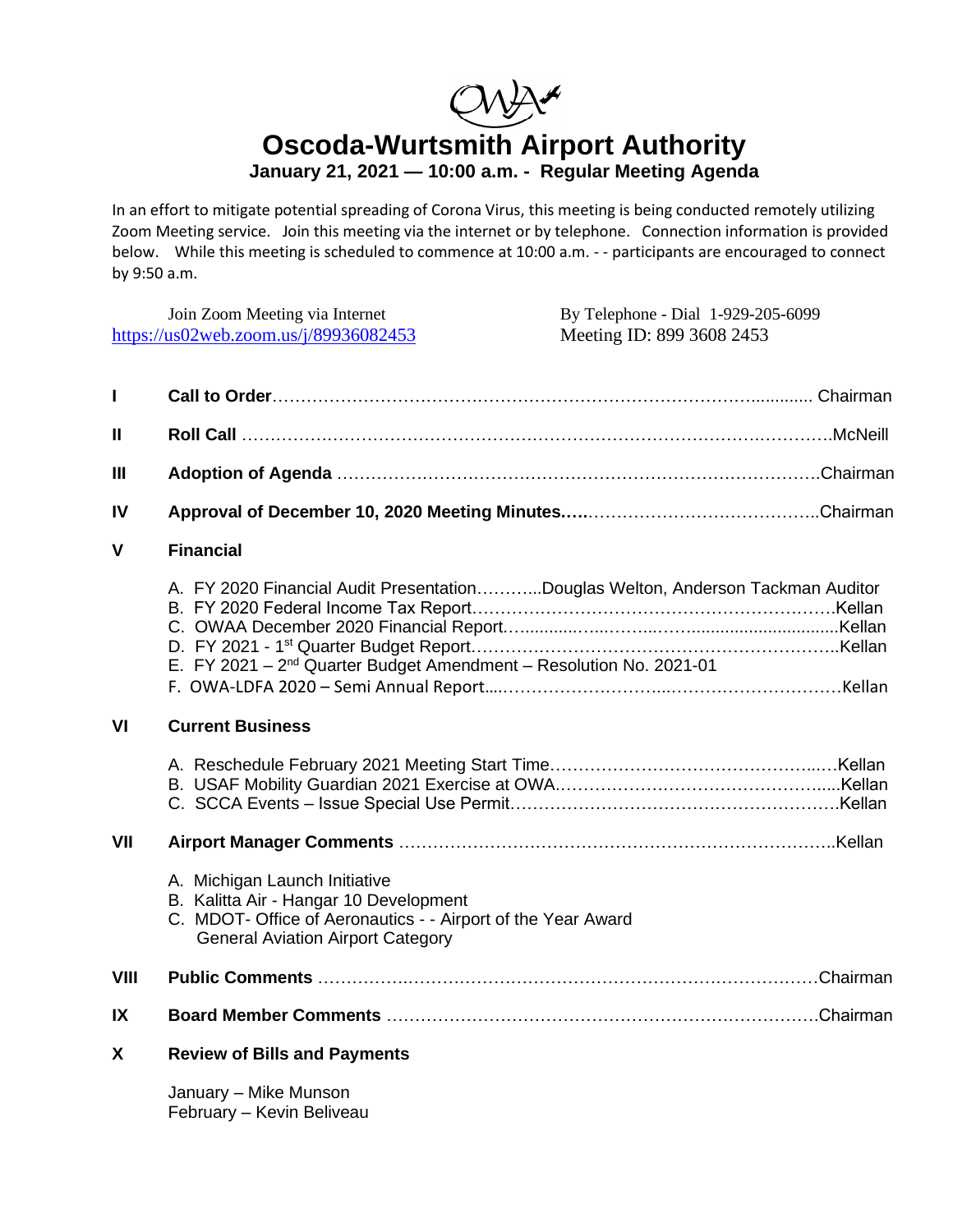# Oscoda-Wurtsmith Airport Authority

**January 21, 2021 — 10:00 a.m. - Regular Meeting Agenda**

In an effort to mitigate potential spreading of Corona Virus, this meeting is being conducted remotely utilizing Zoom Meeting service. Join this meeting via the internet or by telephone. Connection information is provided below. While this meeting is scheduled to commence at 10:00 a.m. - - participants are encouraged to connect by 9:50 a.m.

Join Zoom Meeting via Internet
https://us02web.zoom.us/j/89936082453

By Telephone - Dial 1-929-205-6099
Meeting ID: 899 3608 2453

**I Call to Order** …………………………………………………… Chairman

**II Roll Call** …………………………………………………… McNeill

**III Adoption of Agenda** …………………………………………………… Chairman

**IV Approval of December 10, 2020 Meeting Minutes** …………………………… Chairman

**V Financial**

A. FY 2020 Financial Audit Presentation………..Douglas Welton, Anderson Tackman Auditor
B. FY 2020 Federal Income Tax Report……………………………………Kellan
C. OWAA December 2020 Financial Report……………………………………Kellan
D. FY 2021 - 1st Quarter Budget Report……………………………………Kellan
E. FY 2021 – 2nd Quarter Budget Amendment – Resolution No. 2021-01
F. OWA-LDFA 2020 – Semi Annual Report……………………………………Kellan

**VI Current Business**

A. Reschedule February 2021 Meeting Start Time……………………………Kellan
B. USAF Mobility Guardian 2021 Exercise at OWA……………………………Kellan
C. SCCA Events – Issue Special Use Permit……………………………Kellan

**VII Airport Manager Comments** ……………………………………………………Kellan

A. Michigan Launch Initiative
B. Kalitta Air - Hangar 10 Development
C. MDOT- Office of Aeronautics - - Airport of the Year Award
   General Aviation Airport Category

**VIII Public Comments** ……………………………………………………Chairman

**IX Board Member Comments** ……………………………………………………Chairman

**X Review of Bills and Payments**

January – Mike Munson
February – Kevin Beliveau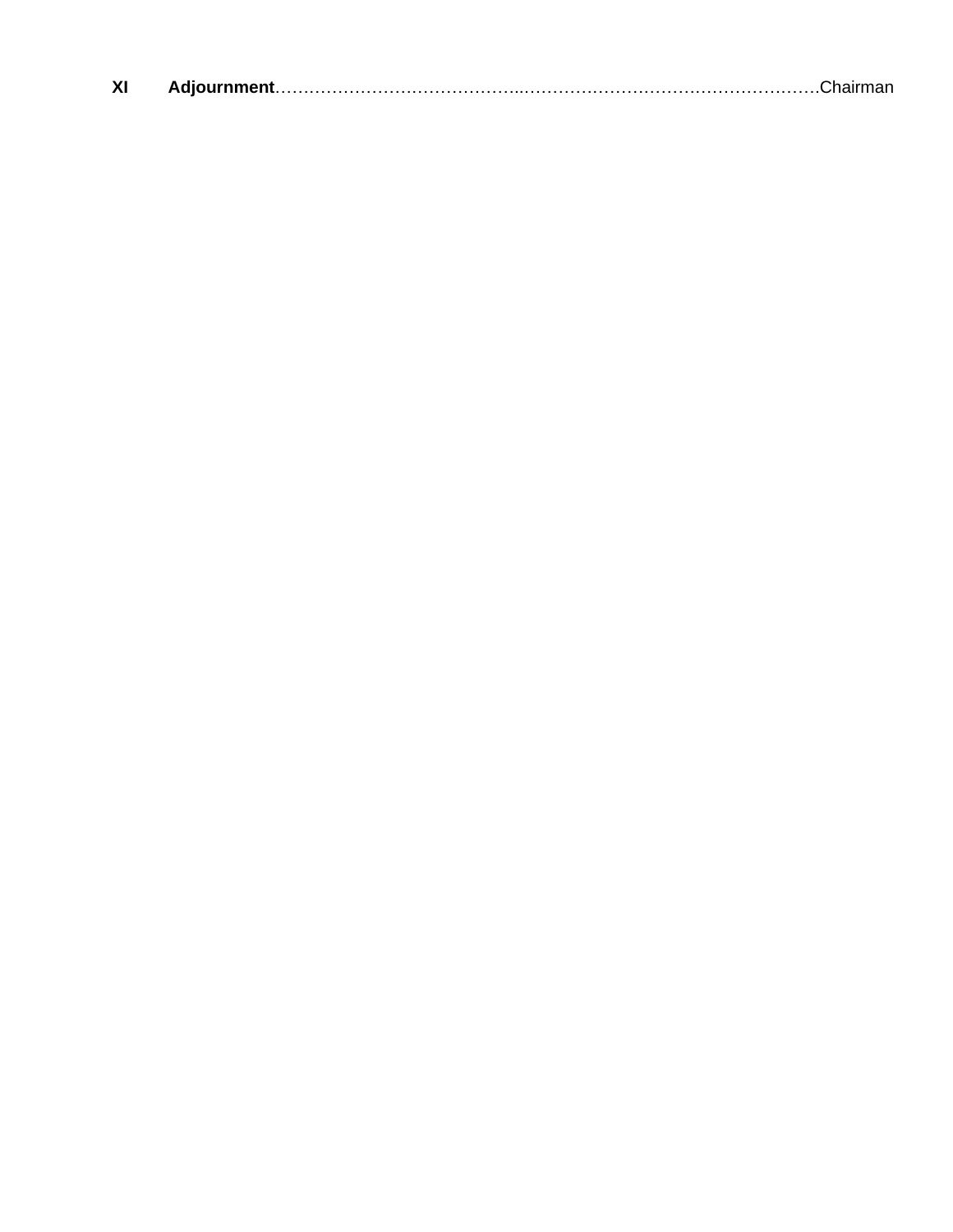**XI** **Adjournment**……………………………………..…………………………………………….Chairman